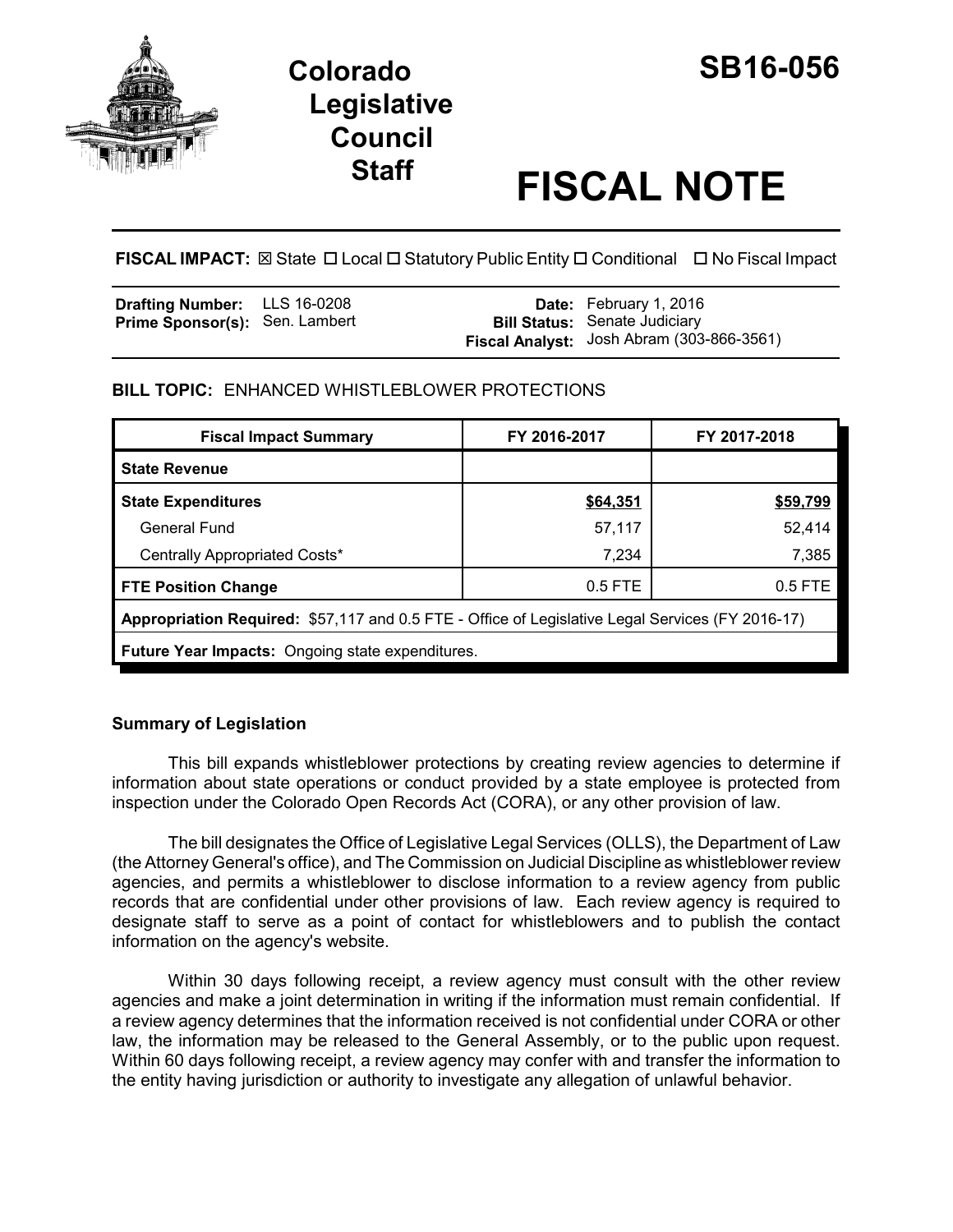# Colorado Legislative Council Staff

# SB16-056

# FISCAL NOTE

**FISCAL IMPACT:** ☒ State ☐ Local ☐ Statutory Public Entity ☐ Conditional ☐ No Fiscal Impact

| | | | |
|---|---|---|---|
| **Drafting Number:** | LLS 16-0208 | **Date:** | February 1, 2016 |
| **Prime Sponsor(s):** | Sen. Lambert | **Bill Status:** | Senate Judiciary |
| | | **Fiscal Analyst:** | Josh Abram (303-866-3561) |

**BILL TOPIC:** ENHANCED WHISTLEBLOWER PROTECTIONS

| Fiscal Impact Summary | FY 2016-2017 | FY 2017-2018 |
|---|---|---|
| **State Revenue** | | |
| **State Expenditures** | **$64,351** | **$59,799** |
| General Fund | 57,117 | 52,414 |
| Centrally Appropriated Costs* | 7,234 | 7,385 |
| **FTE Position Change** | 0.5 FTE | 0.5 FTE |
| **Appropriation Required:** $57,117 and 0.5 FTE - Office of Legislative Legal Services (FY 2016-17) | | |
| **Future Year Impacts:** Ongoing state expenditures. | | |

## Summary of Legislation

This bill expands whistleblower protections by creating review agencies to determine if information about state operations or conduct provided by a state employee is protected from inspection under the Colorado Open Records Act (CORA), or any other provision of law.

The bill designates the Office of Legislative Legal Services (OLLS), the Department of Law (the Attorney General's office), and The Commission on Judicial Discipline as whistleblower review agencies, and permits a whistleblower to disclose information to a review agency from public records that are confidential under other provisions of law. Each review agency is required to designate staff to serve as a point of contact for whistleblowers and to publish the contact information on the agency's website.

Within 30 days following receipt, a review agency must consult with the other review agencies and make a joint determination in writing if the information must remain confidential. If a review agency determines that the information received is not confidential under CORA or other law, the information may be released to the General Assembly, or to the public upon request. Within 60 days following receipt, a review agency may confer with and transfer the information to the entity having jurisdiction or authority to investigate any allegation of unlawful behavior.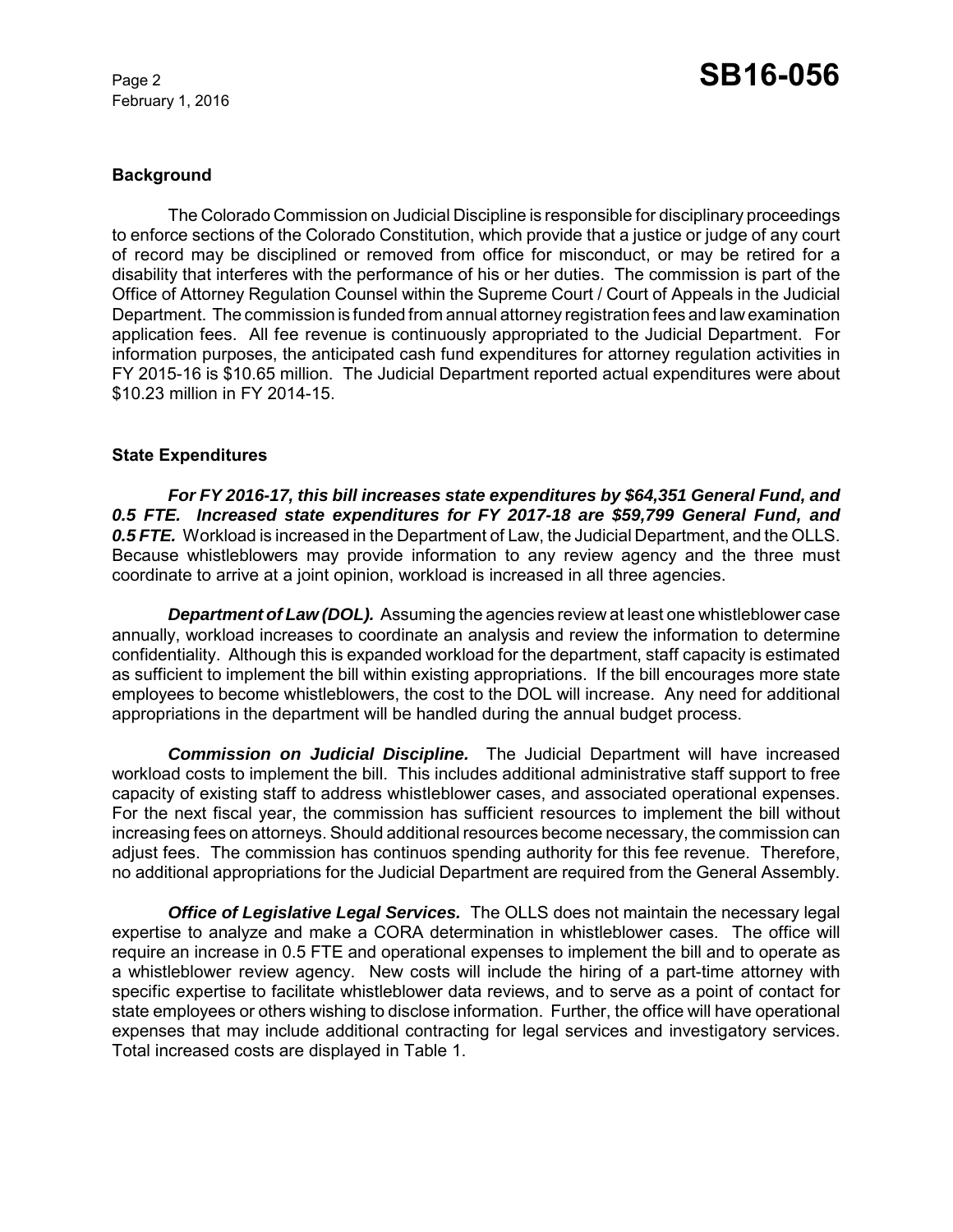## Background

The Colorado Commission on Judicial Discipline is responsible for disciplinary proceedings to enforce sections of the Colorado Constitution, which provide that a justice or judge of any court of record may be disciplined or removed from office for misconduct, or may be retired for a disability that interferes with the performance of his or her duties. The commission is part of the Office of Attorney Regulation Counsel within the Supreme Court / Court of Appeals in the Judicial Department. The commission is funded from annual attorney registration fees and law examination application fees. All fee revenue is continuously appropriated to the Judicial Department. For information purposes, the anticipated cash fund expenditures for attorney regulation activities in FY 2015-16 is $10.65 million. The Judicial Department reported actual expenditures were about $10.23 million in FY 2014-15.

## State Expenditures

***For FY 2016-17, this bill increases state expenditures by $64,351 General Fund, and 0.5 FTE. Increased state expenditures for FY 2017-18 are $59,799 General Fund, and 0.5 FTE.*** Workload is increased in the Department of Law, the Judicial Department, and the OLLS. Because whistleblowers may provide information to any review agency and the three must coordinate to arrive at a joint opinion, workload is increased in all three agencies.

***Department of Law (DOL).*** Assuming the agencies review at least one whistleblower case annually, workload increases to coordinate an analysis and review the information to determine confidentiality. Although this is expanded workload for the department, staff capacity is estimated as sufficient to implement the bill within existing appropriations. If the bill encourages more state employees to become whistleblowers, the cost to the DOL will increase. Any need for additional appropriations in the department will be handled during the annual budget process.

***Commission on Judicial Discipline.*** The Judicial Department will have increased workload costs to implement the bill. This includes additional administrative staff support to free capacity of existing staff to address whistleblower cases, and associated operational expenses. For the next fiscal year, the commission has sufficient resources to implement the bill without increasing fees on attorneys. Should additional resources become necessary, the commission can adjust fees. The commission has continuos spending authority for this fee revenue. Therefore, no additional appropriations for the Judicial Department are required from the General Assembly.

***Office of Legislative Legal Services.*** The OLLS does not maintain the necessary legal expertise to analyze and make a CORA determination in whistleblower cases. The office will require an increase in 0.5 FTE and operational expenses to implement the bill and to operate as a whistleblower review agency. New costs will include the hiring of a part-time attorney with specific expertise to facilitate whistleblower data reviews, and to serve as a point of contact for state employees or others wishing to disclose information. Further, the office will have operational expenses that may include additional contracting for legal services and investigatory services. Total increased costs are displayed in Table 1.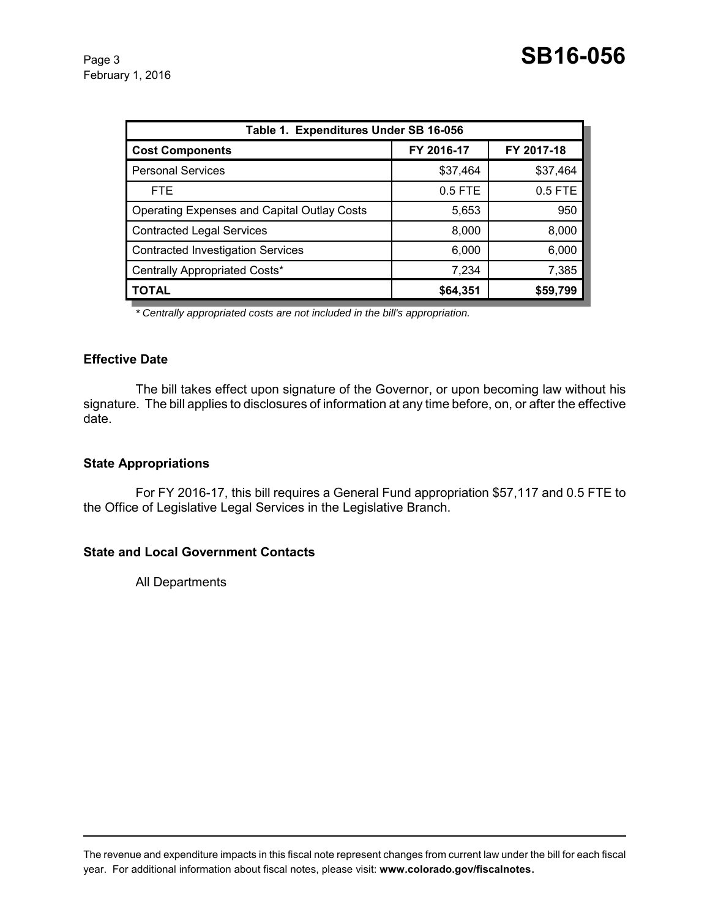| Table 1. Expenditures Under SB 16-056 | | |
|---|---|---|
| **Cost Components** | **FY 2016-17** | **FY 2017-18** |
| Personal Services | $37,464 | $37,464 |
| FTE | 0.5 FTE | 0.5 FTE |
| Operating Expenses and Capital Outlay Costs | 5,653 | 950 |
| Contracted Legal Services | 8,000 | 8,000 |
| Contracted Investigation Services | 6,000 | 6,000 |
| Centrally Appropriated Costs* | 7,234 | 7,385 |
| **TOTAL** | **$64,351** | **$59,799** |

*\* Centrally appropriated costs are not included in the bill's appropriation.*

### Effective Date

The bill takes effect upon signature of the Governor, or upon becoming law without his signature. The bill applies to disclosures of information at any time before, on, or after the effective date.

### State Appropriations

For FY 2016-17, this bill requires a General Fund appropriation $57,117 and 0.5 FTE to the Office of Legislative Legal Services in the Legislative Branch.

### State and Local Government Contacts

All Departments

The revenue and expenditure impacts in this fiscal note represent changes from current law under the bill for each fiscal year. For additional information about fiscal notes, please visit: **www.colorado.gov/fiscalnotes.**